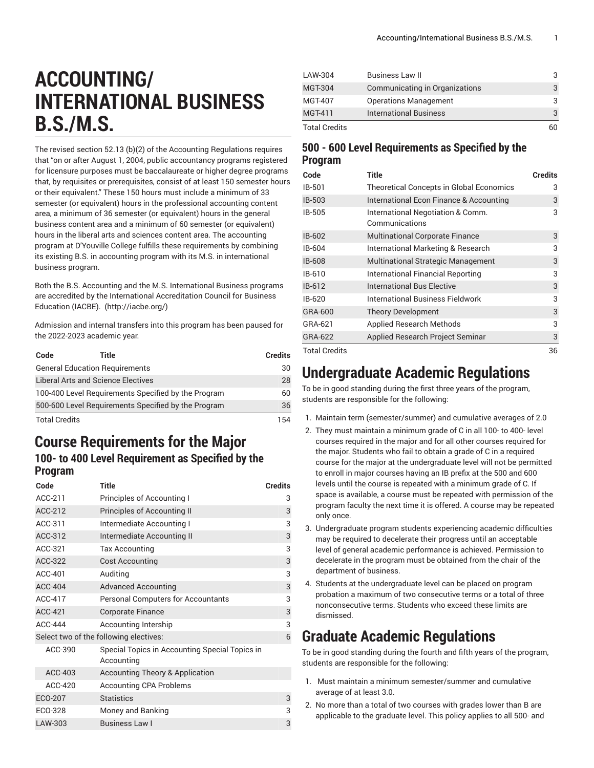# ACCOUNTING/ INTERNATIONAL BUSINESS B.S./M.S.

The revised section 52.13 (b)(2) of the Accounting Regulations requires that "on or after August 1, 2004, public accountancy programs registered for licensure purposes must be baccalaureate or higher degree programs that, by requisites or prerequisites, consist of at least 150 semester hours or their equivalent." These 150 hours must include a minimum of 33 semester (or equivalent) hours in the professional accounting content area, a minimum of 36 semester (or equivalent) hours in the general business content area and a minimum of 60 semester (or equivalent) hours in the liberal arts and sciences content area. The accounting program at D'Youville College fulfills these requirements by combining its existing B.S. in accounting program with its M.S. in international business program.

Both the B.S. Accounting and the M.S. International Business programs are accredited by the International Accreditation Council for Business Education (IACBE). (http://iacbe.org/)

Admission and internal transfers into this program has been paused for the 2022-2023 academic year.

| Code | Title | Credits |
|---|---|---|
| General Education Requirements | | 30 |
| Liberal Arts and Science Electives | | 28 |
| 100-400 Level Requirements Specified by the Program | | 60 |
| 500-600 Level Requirements Specified by the Program | | 36 |
| Total Credits | | 154 |

## Course Requirements for the Major

### 100- to 400 Level Requirement as Specified by the Program

| Code | Title | Credits |
|---|---|---|
| ACC-211 | Principles of Accounting I | 3 |
| ACC-212 | Principles of Accounting II | 3 |
| ACC-311 | Intermediate Accounting I | 3 |
| ACC-312 | Intermediate Accounting II | 3 |
| ACC-321 | Tax Accounting | 3 |
| ACC-322 | Cost Accounting | 3 |
| ACC-401 | Auditing | 3 |
| ACC-404 | Advanced Accounting | 3 |
| ACC-417 | Personal Computers for Accountants | 3 |
| ACC-421 | Corporate Finance | 3 |
| ACC-444 | Accounting Intership | 3 |
| Select two of the following electives: | | 6 |
| ACC-390 | Special Topics in Accounting Special Topics in Accounting | |
| ACC-403 | Accounting Theory & Application | |
| ACC-420 | Accounting CPA Problems | |
| ECO-207 | Statistics | 3 |
| ECO-328 | Money and Banking | 3 |
| LAW-303 | Business Law I | 3 |
| LAW-304 | Business Law II | 3 |
| MGT-304 | Communicating in Organizations | 3 |
| MGT-407 | Operations Management | 3 |
| MGT-411 | International Business | 3 |
| Total Credits | | 60 |

### 500 - 600 Level Requirements as Specified by the Program

| Code | Title | Credits |
|---|---|---|
| IB-501 | Theoretical Concepts in Global Economics | 3 |
| IB-503 | International Econ Finance & Accounting | 3 |
| IB-505 | International Negotiation & Comm. Communications | 3 |
| IB-602 | Multinational Corporate Finance | 3 |
| IB-604 | International Marketing & Research | 3 |
| IB-608 | Multinational Strategic Management | 3 |
| IB-610 | International Financial Reporting | 3 |
| IB-612 | International Bus Elective | 3 |
| IB-620 | International Business Fieldwork | 3 |
| GRA-600 | Theory Development | 3 |
| GRA-621 | Applied Research Methods | 3 |
| GRA-622 | Applied Research Project Seminar | 3 |
| Total Credits | | 36 |

## Undergraduate Academic Regulations

To be in good standing during the first three years of the program, students are responsible for the following:

1. Maintain term (semester/summer) and cumulative averages of 2.0
2. They must maintain a minimum grade of C in all 100- to 400- level courses required in the major and for all other courses required for the major. Students who fail to obtain a grade of C in a required course for the major at the undergraduate level will not be permitted to enroll in major courses having an IB prefix at the 500 and 600 levels until the course is repeated with a minimum grade of C. If space is available, a course must be repeated with permission of the program faculty the next time it is offered. A course may be repeated only once.
3. Undergraduate program students experiencing academic difficulties may be required to decelerate their progress until an acceptable level of general academic performance is achieved. Permission to decelerate in the program must be obtained from the chair of the department of business.
4. Students at the undergraduate level can be placed on program probation a maximum of two consecutive terms or a total of three nonconsecutive terms. Students who exceed these limits are dismissed.

## Graduate Academic Regulations

To be in good standing during the fourth and fifth years of the program, students are responsible for the following:

1. Must maintain a minimum semester/summer and cumulative average of at least 3.0.
2. No more than a total of two courses with grades lower than B are applicable to the graduate level. This policy applies to all 500- and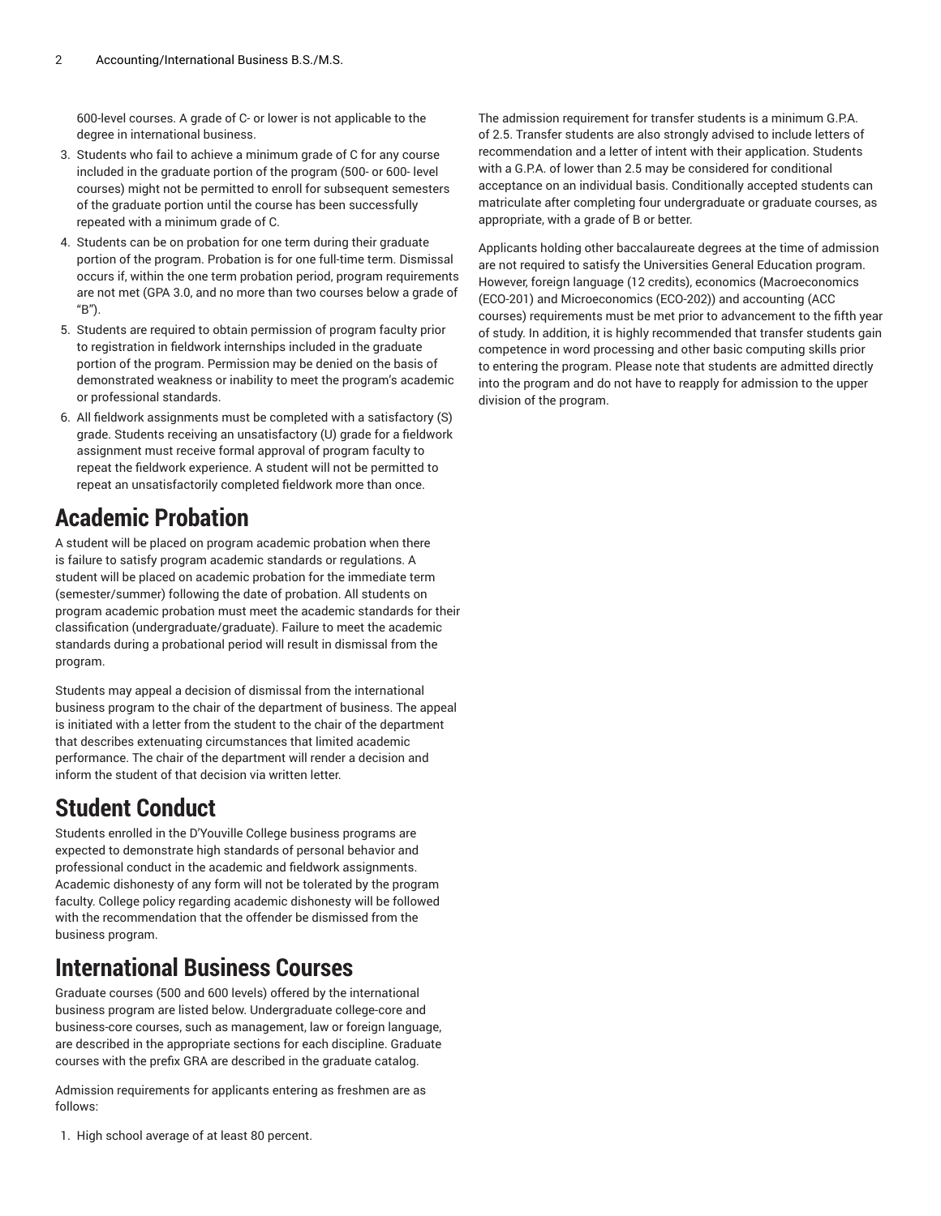600-level courses. A grade of C- or lower is not applicable to the degree in international business.

3. Students who fail to achieve a minimum grade of C for any course included in the graduate portion of the program (500- or 600- level courses) might not be permitted to enroll for subsequent semesters of the graduate portion until the course has been successfully repeated with a minimum grade of C.
4. Students can be on probation for one term during their graduate portion of the program. Probation is for one full-time term. Dismissal occurs if, within the one term probation period, program requirements are not met (GPA 3.0, and no more than two courses below a grade of "B").
5. Students are required to obtain permission of program faculty prior to registration in fieldwork internships included in the graduate portion of the program. Permission may be denied on the basis of demonstrated weakness or inability to meet the program's academic or professional standards.
6. All fieldwork assignments must be completed with a satisfactory (S) grade. Students receiving an unsatisfactory (U) grade for a fieldwork assignment must receive formal approval of program faculty to repeat the fieldwork experience. A student will not be permitted to repeat an unsatisfactorily completed fieldwork more than once.

# Academic Probation

A student will be placed on program academic probation when there is failure to satisfy program academic standards or regulations. A student will be placed on academic probation for the immediate term (semester/summer) following the date of probation. All students on program academic probation must meet the academic standards for their classification (undergraduate/graduate). Failure to meet the academic standards during a probational period will result in dismissal from the program.

Students may appeal a decision of dismissal from the international business program to the chair of the department of business. The appeal is initiated with a letter from the student to the chair of the department that describes extenuating circumstances that limited academic performance. The chair of the department will render a decision and inform the student of that decision via written letter.

# Student Conduct

Students enrolled in the D'Youville College business programs are expected to demonstrate high standards of personal behavior and professional conduct in the academic and fieldwork assignments. Academic dishonesty of any form will not be tolerated by the program faculty. College policy regarding academic dishonesty will be followed with the recommendation that the offender be dismissed from the business program.

# International Business Courses

Graduate courses (500 and 600 levels) offered by the international business program are listed below. Undergraduate college-core and business-core courses, such as management, law or foreign language, are described in the appropriate sections for each discipline. Graduate courses with the prefix GRA are described in the graduate catalog.

Admission requirements for applicants entering as freshmen are as follows:

1. High school average of at least 80 percent.

The admission requirement for transfer students is a minimum G.P.A. of 2.5. Transfer students are also strongly advised to include letters of recommendation and a letter of intent with their application. Students with a G.P.A. of lower than 2.5 may be considered for conditional acceptance on an individual basis. Conditionally accepted students can matriculate after completing four undergraduate or graduate courses, as appropriate, with a grade of B or better.

Applicants holding other baccalaureate degrees at the time of admission are not required to satisfy the Universities General Education program. However, foreign language (12 credits), economics (Macroeconomics (ECO-201) and Microeconomics (ECO-202)) and accounting (ACC courses) requirements must be met prior to advancement to the fifth year of study. In addition, it is highly recommended that transfer students gain competence in word processing and other basic computing skills prior to entering the program. Please note that students are admitted directly into the program and do not have to reapply for admission to the upper division of the program.